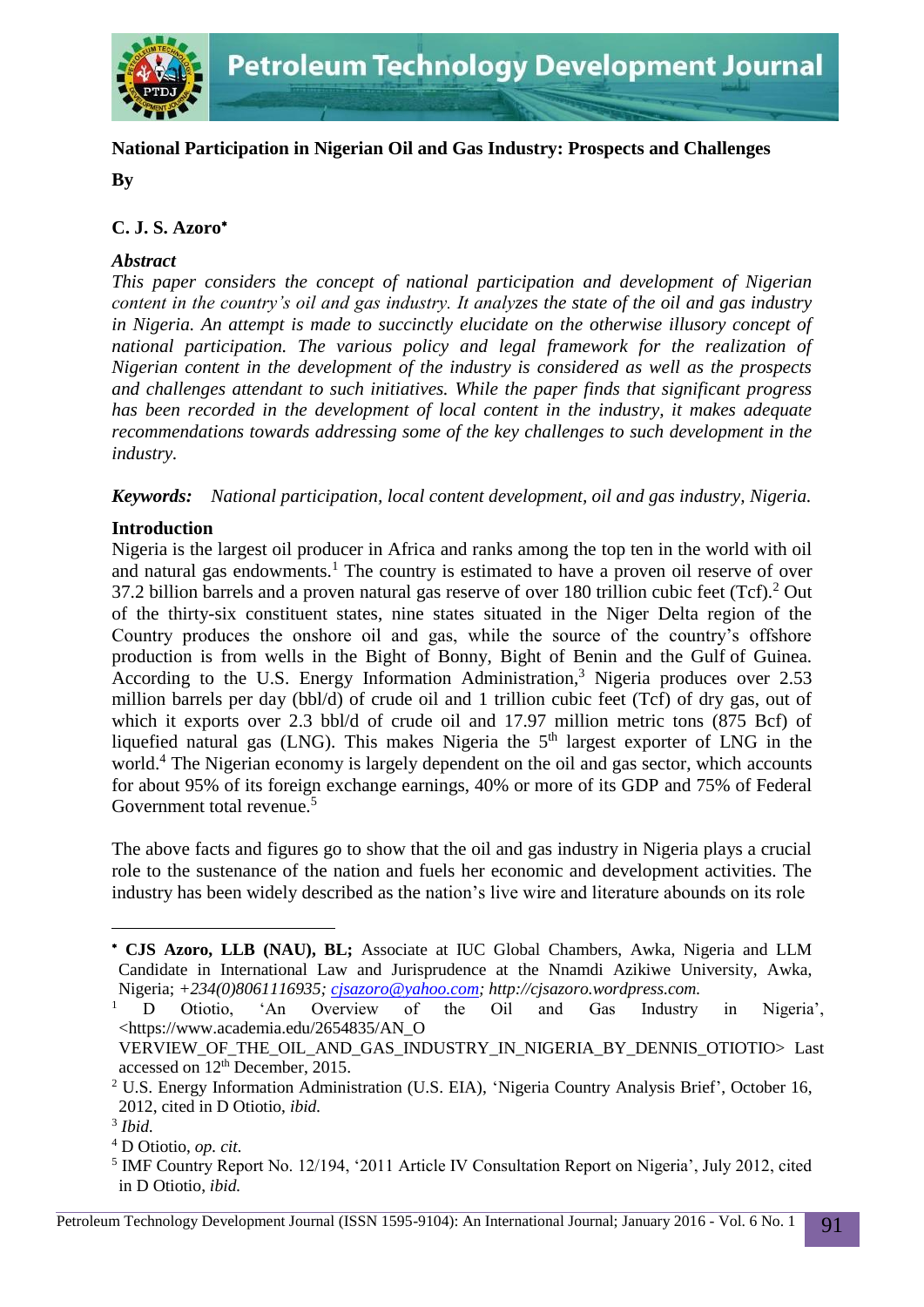# National Participation in Nigerian Oil and Gas Industry: Prospects and Challenges

**By**

**C. J. S. Azoro**[*]

***Abstract***

*This paper considers the concept of national participation and development of Nigerian content in the country's oil and gas industry. It analyzes the state of the oil and gas industry in Nigeria. An attempt is made to succinctly elucidate on the otherwise illusory concept of national participation. The various policy and legal framework for the realization of Nigerian content in the development of the industry is considered as well as the prospects and challenges attendant to such initiatives. While the paper finds that significant progress has been recorded in the development of local content in the industry, it makes adequate recommendations towards addressing some of the key challenges to such development in the industry.*

***Keywords:*** *National participation, local content development, oil and gas industry, Nigeria.*

## Introduction

Nigeria is the largest oil producer in Africa and ranks among the top ten in the world with oil and natural gas endowments.[1] The country is estimated to have a proven oil reserve of over 37.2 billion barrels and a proven natural gas reserve of over 180 trillion cubic feet (Tcf).[2] Out of the thirty-six constituent states, nine states situated in the Niger Delta region of the Country produces the onshore oil and gas, while the source of the country's offshore production is from wells in the Bight of Bonny, Bight of Benin and the Gulf of Guinea. According to the U.S. Energy Information Administration,[3] Nigeria produces over 2.53 million barrels per day (bbl/d) of crude oil and 1 trillion cubic feet (Tcf) of dry gas, out of which it exports over 2.3 bbl/d of crude oil and 17.97 million metric tons (875 Bcf) of liquefied natural gas (LNG). This makes Nigeria the 5th largest exporter of LNG in the world.[4] The Nigerian economy is largely dependent on the oil and gas sector, which accounts for about 95% of its foreign exchange earnings, 40% or more of its GDP and 75% of Federal Government total revenue.[5]

The above facts and figures go to show that the oil and gas industry in Nigeria plays a crucial role to the sustenance of the nation and fuels her economic and development activities. The industry has been widely described as the nation's live wire and literature abounds on its role

---

[*] **CJS Azoro, LLB (NAU), BL;** Associate at IUC Global Chambers, Awka, Nigeria and LLM Candidate in International Law and Jurisprudence at the Nnamdi Azikiwe University, Awka, Nigeria; *+234(0)8061116935; cjsazoro@yahoo.com; http://cjsazoro.wordpress.com.*

[1] D Otiotio, 'An Overview of the Oil and Gas Industry in Nigeria', <https://www.academia.edu/2654835/AN_OVERVIEW_OF_THE_OIL_AND_GAS_INDUSTRY_IN_NIGERIA_BY_DENNIS_OTIOTIO> Last accessed on 12th December, 2015.

[2] U.S. Energy Information Administration (U.S. EIA), 'Nigeria Country Analysis Brief', October 16, 2012, cited in D Otiotio, *ibid.*

[3] *Ibid.*

[4] D Otiotio, *op. cit.*

[5] IMF Country Report No. 12/194, '2011 Article IV Consultation Report on Nigeria', July 2012, cited in D Otiotio, *ibid.*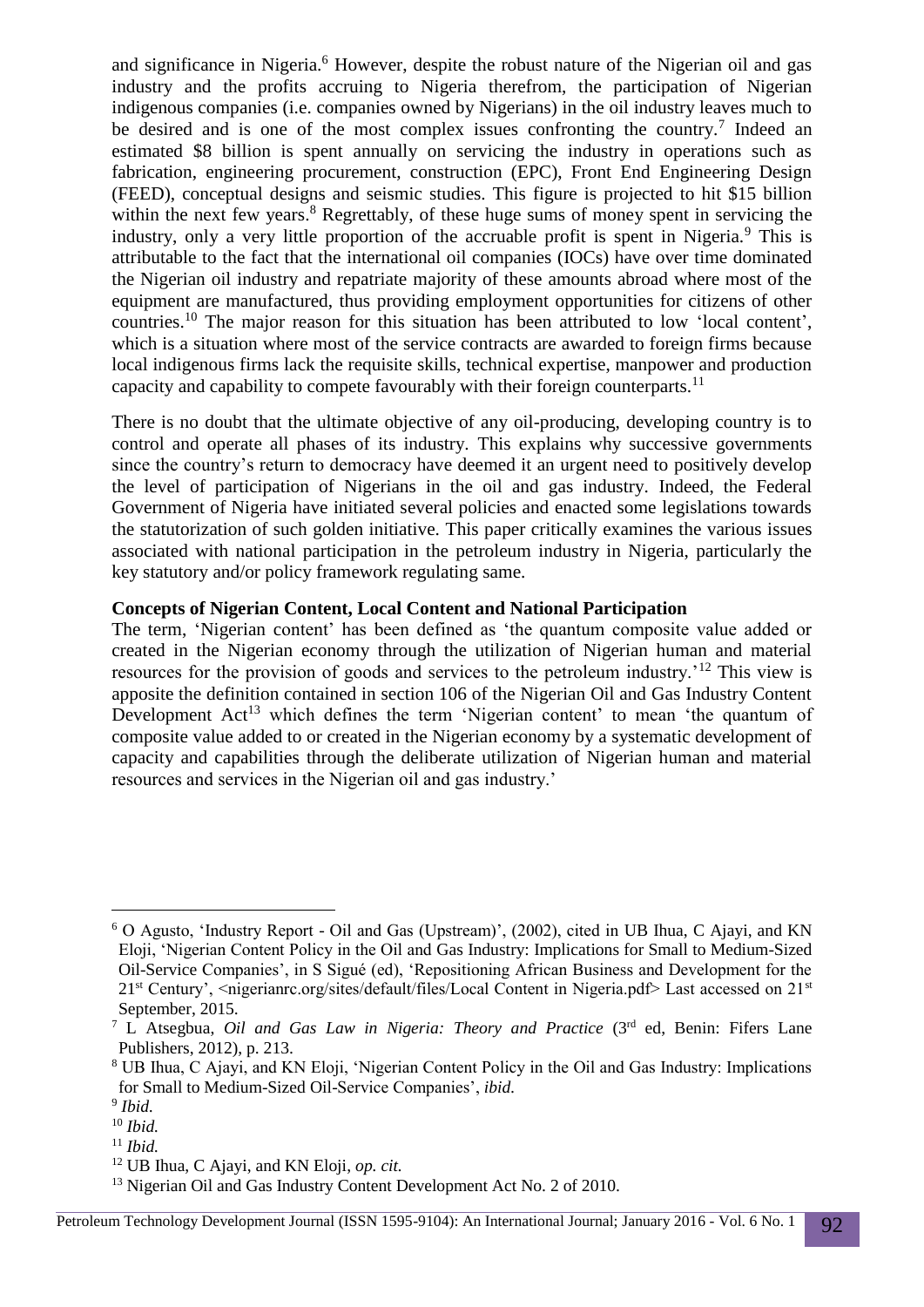and significance in Nigeria.[6] However, despite the robust nature of the Nigerian oil and gas industry and the profits accruing to Nigeria therefrom, the participation of Nigerian indigenous companies (i.e. companies owned by Nigerians) in the oil industry leaves much to be desired and is one of the most complex issues confronting the country.[7] Indeed an estimated \$8 billion is spent annually on servicing the industry in operations such as fabrication, engineering procurement, construction (EPC), Front End Engineering Design (FEED), conceptual designs and seismic studies. This figure is projected to hit \$15 billion within the next few years.[8] Regrettably, of these huge sums of money spent in servicing the industry, only a very little proportion of the accruable profit is spent in Nigeria.[9] This is attributable to the fact that the international oil companies (IOCs) have over time dominated the Nigerian oil industry and repatriate majority of these amounts abroad where most of the equipment are manufactured, thus providing employment opportunities for citizens of other countries.[10] The major reason for this situation has been attributed to low 'local content', which is a situation where most of the service contracts are awarded to foreign firms because local indigenous firms lack the requisite skills, technical expertise, manpower and production capacity and capability to compete favourably with their foreign counterparts.[11]

There is no doubt that the ultimate objective of any oil-producing, developing country is to control and operate all phases of its industry. This explains why successive governments since the country's return to democracy have deemed it an urgent need to positively develop the level of participation of Nigerians in the oil and gas industry. Indeed, the Federal Government of Nigeria have initiated several policies and enacted some legislations towards the statutorization of such golden initiative. This paper critically examines the various issues associated with national participation in the petroleum industry in Nigeria, particularly the key statutory and/or policy framework regulating same.

**Concepts of Nigerian Content, Local Content and National Participation**

The term, 'Nigerian content' has been defined as 'the quantum composite value added or created in the Nigerian economy through the utilization of Nigerian human and material resources for the provision of goods and services to the petroleum industry.'[12] This view is apposite the definition contained in section 106 of the Nigerian Oil and Gas Industry Content Development Act[13] which defines the term 'Nigerian content' to mean 'the quantum of composite value added to or created in the Nigerian economy by a systematic development of capacity and capabilities through the deliberate utilization of Nigerian human and material resources and services in the Nigerian oil and gas industry.'

---

[6] O Agusto, 'Industry Report - Oil and Gas (Upstream)', (2002), cited in UB Ihua, C Ajayi, and KN Eloji, 'Nigerian Content Policy in the Oil and Gas Industry: Implications for Small to Medium-Sized Oil-Service Companies', in S Sigué (ed), 'Repositioning African Business and Development for the 21st Century', <nigerianrc.org/sites/default/files/Local Content in Nigeria.pdf> Last accessed on 21st September, 2015.

[7] L Atsegbua, *Oil and Gas Law in Nigeria: Theory and Practice* (3rd ed, Benin: Fifers Lane Publishers, 2012), p. 213.

[8] UB Ihua, C Ajayi, and KN Eloji, 'Nigerian Content Policy in the Oil and Gas Industry: Implications for Small to Medium-Sized Oil-Service Companies', *ibid.*

[9] *Ibid.*

[10] *Ibid.*

[11] *Ibid.*

[12] UB Ihua, C Ajayi, and KN Eloji, *op. cit.*

[13] Nigerian Oil and Gas Industry Content Development Act No. 2 of 2010.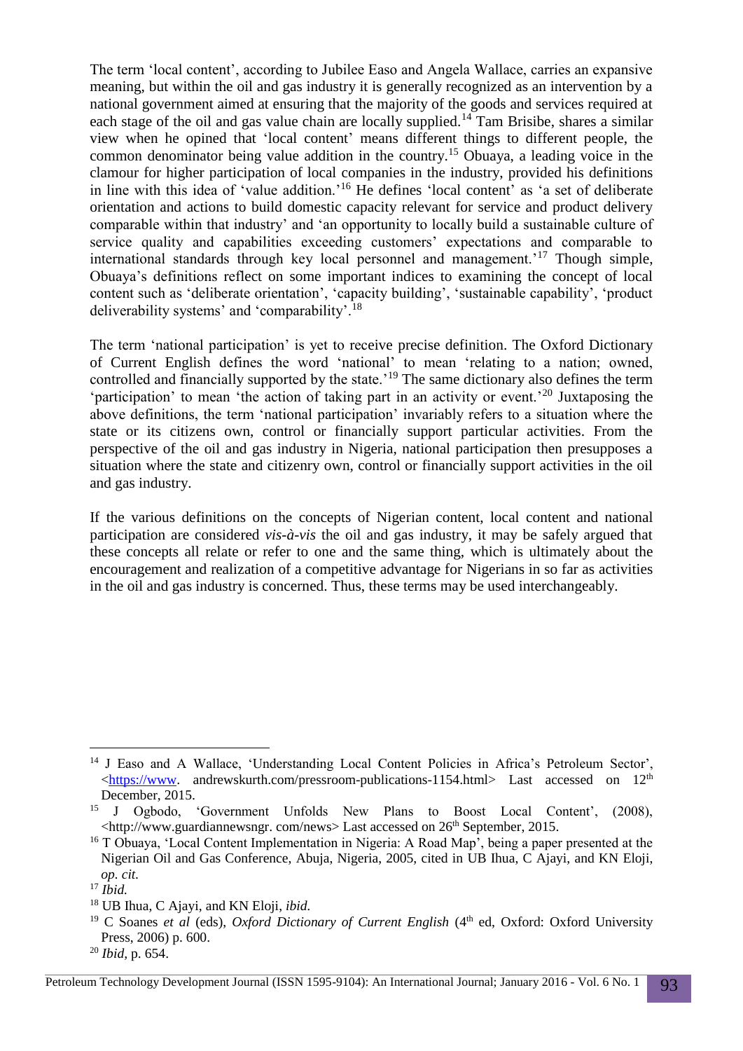The term 'local content', according to Jubilee Easo and Angela Wallace, carries an expansive meaning, but within the oil and gas industry it is generally recognized as an intervention by a national government aimed at ensuring that the majority of the goods and services required at each stage of the oil and gas value chain are locally supplied.[14] Tam Brisibe, shares a similar view when he opined that 'local content' means different things to different people, the common denominator being value addition in the country.[15] Obuaya, a leading voice in the clamour for higher participation of local companies in the industry, provided his definitions in line with this idea of 'value addition.'[16] He defines 'local content' as 'a set of deliberate orientation and actions to build domestic capacity relevant for service and product delivery comparable within that industry' and 'an opportunity to locally build a sustainable culture of service quality and capabilities exceeding customers' expectations and comparable to international standards through key local personnel and management.'[17] Though simple, Obuaya's definitions reflect on some important indices to examining the concept of local content such as 'deliberate orientation', 'capacity building', 'sustainable capability', 'product deliverability systems' and 'comparability'.[18]

The term 'national participation' is yet to receive precise definition. The Oxford Dictionary of Current English defines the word 'national' to mean 'relating to a nation; owned, controlled and financially supported by the state.'[19] The same dictionary also defines the term 'participation' to mean 'the action of taking part in an activity or event.'[20] Juxtaposing the above definitions, the term 'national participation' invariably refers to a situation where the state or its citizens own, control or financially support particular activities. From the perspective of the oil and gas industry in Nigeria, national participation then presupposes a situation where the state and citizenry own, control or financially support activities in the oil and gas industry.

If the various definitions on the concepts of Nigerian content, local content and national participation are considered *vis-à-vis* the oil and gas industry, it may be safely argued that these concepts all relate or refer to one and the same thing, which is ultimately about the encouragement and realization of a competitive advantage for Nigerians in so far as activities in the oil and gas industry is concerned. Thus, these terms may be used interchangeably.

---

[14] J Easo and A Wallace, 'Understanding Local Content Policies in Africa's Petroleum Sector', <https://www. andrewskurth.com/pressroom-publications-1154.html> Last accessed on 12th December, 2015.

[15] J Ogbodo, 'Government Unfolds New Plans to Boost Local Content', (2008), <http://www.guardiannewsngr. com/news> Last accessed on 26th September, 2015.

[16] T Obuaya, 'Local Content Implementation in Nigeria: A Road Map', being a paper presented at the Nigerian Oil and Gas Conference, Abuja, Nigeria, 2005, cited in UB Ihua, C Ajayi, and KN Eloji, *op. cit.*

[17] *Ibid.*

[18] UB Ihua, C Ajayi, and KN Eloji, *ibid.*

[19] C Soanes *et al* (eds), *Oxford Dictionary of Current English* (4th ed, Oxford: Oxford University Press, 2006) p. 600.

[20] *Ibid*, p. 654.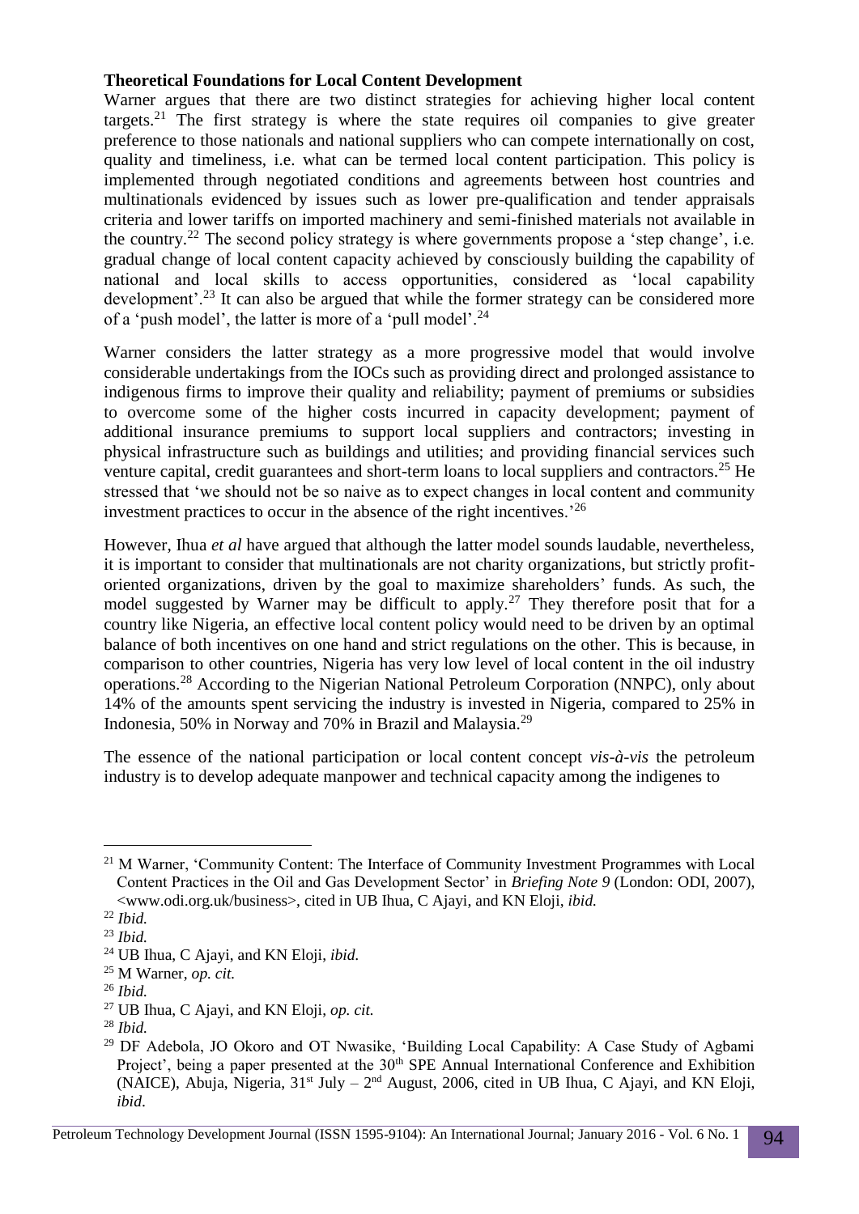**Theoretical Foundations for Local Content Development**

Warner argues that there are two distinct strategies for achieving higher local content targets.[21] The first strategy is where the state requires oil companies to give greater preference to those nationals and national suppliers who can compete internationally on cost, quality and timeliness, i.e. what can be termed local content participation. This policy is implemented through negotiated conditions and agreements between host countries and multinationals evidenced by issues such as lower pre-qualification and tender appraisals criteria and lower tariffs on imported machinery and semi-finished materials not available in the country.[22] The second policy strategy is where governments propose a 'step change', i.e. gradual change of local content capacity achieved by consciously building the capability of national and local skills to access opportunities, considered as 'local capability development'.[23] It can also be argued that while the former strategy can be considered more of a 'push model', the latter is more of a 'pull model'.[24]

Warner considers the latter strategy as a more progressive model that would involve considerable undertakings from the IOCs such as providing direct and prolonged assistance to indigenous firms to improve their quality and reliability; payment of premiums or subsidies to overcome some of the higher costs incurred in capacity development; payment of additional insurance premiums to support local suppliers and contractors; investing in physical infrastructure such as buildings and utilities; and providing financial services such venture capital, credit guarantees and short-term loans to local suppliers and contractors.[25] He stressed that 'we should not be so naive as to expect changes in local content and community investment practices to occur in the absence of the right incentives.'[26]

However, Ihua *et al* have argued that although the latter model sounds laudable, nevertheless, it is important to consider that multinationals are not charity organizations, but strictly profit-oriented organizations, driven by the goal to maximize shareholders' funds. As such, the model suggested by Warner may be difficult to apply.[27] They therefore posit that for a country like Nigeria, an effective local content policy would need to be driven by an optimal balance of both incentives on one hand and strict regulations on the other. This is because, in comparison to other countries, Nigeria has very low level of local content in the oil industry operations.[28] According to the Nigerian National Petroleum Corporation (NNPC), only about 14% of the amounts spent servicing the industry is invested in Nigeria, compared to 25% in Indonesia, 50% in Norway and 70% in Brazil and Malaysia.[29]

The essence of the national participation or local content concept *vis-à-vis* the petroleum industry is to develop adequate manpower and technical capacity among the indigenes to

---

[21] M Warner, 'Community Content: The Interface of Community Investment Programmes with Local Content Practices in the Oil and Gas Development Sector' in *Briefing Note 9* (London: ODI, 2007), <www.odi.org.uk/business>, cited in UB Ihua, C Ajayi, and KN Eloji, *ibid.*

[22] *Ibid.*

[23] *Ibid.*

[24] UB Ihua, C Ajayi, and KN Eloji, *ibid.*

[25] M Warner, *op. cit.*

[26] *Ibid.*

[27] UB Ihua, C Ajayi, and KN Eloji, *op. cit.*

[28] *Ibid.*

[29] DF Adebola, JO Okoro and OT Nwasike, 'Building Local Capability: A Case Study of Agbami Project', being a paper presented at the 30th SPE Annual International Conference and Exhibition (NAICE), Abuja, Nigeria, 31st July – 2nd August, 2006, cited in UB Ihua, C Ajayi, and KN Eloji, *ibid*.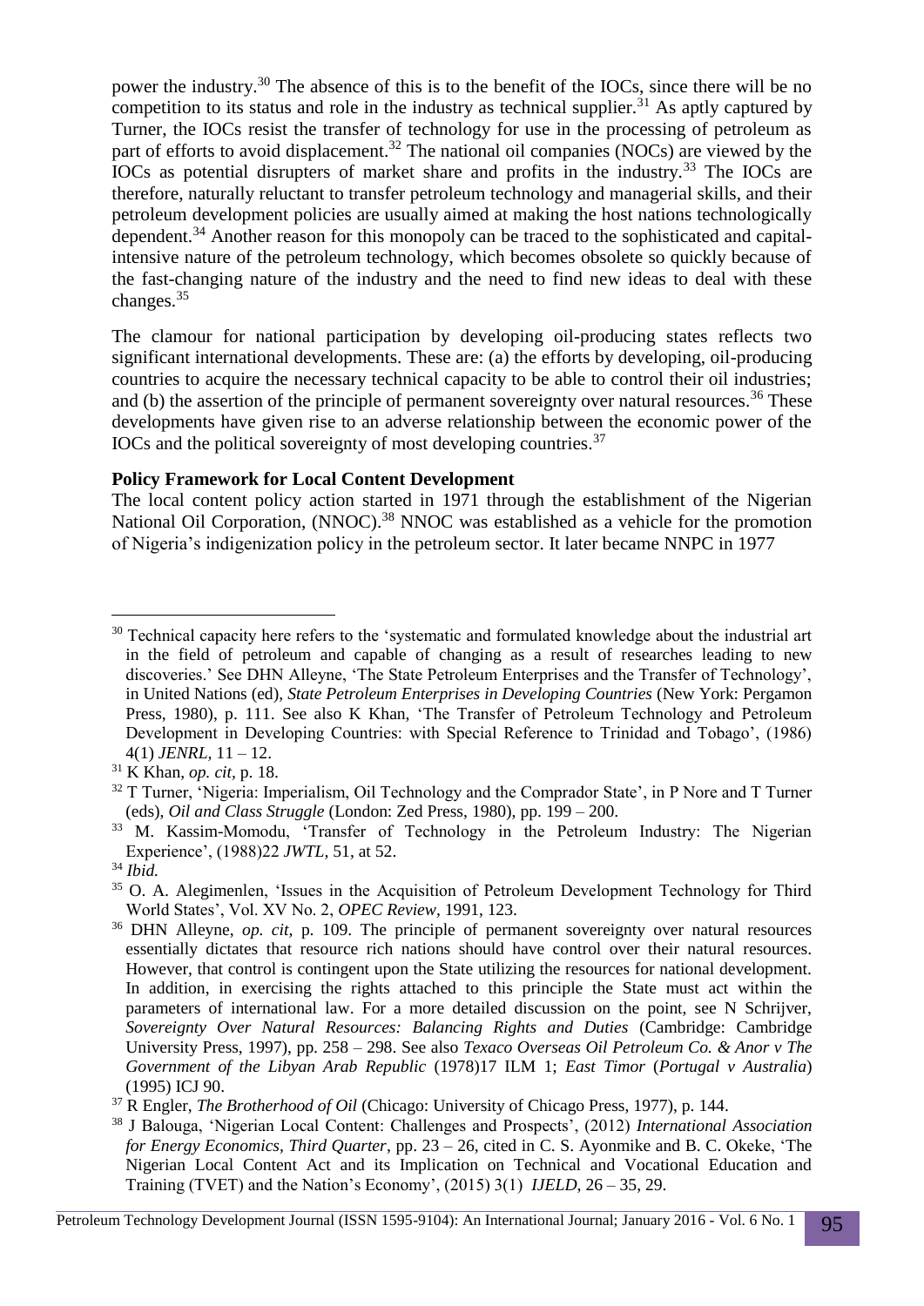power the industry.[30] The absence of this is to the benefit of the IOCs, since there will be no competition to its status and role in the industry as technical supplier.[31] As aptly captured by Turner, the IOCs resist the transfer of technology for use in the processing of petroleum as part of efforts to avoid displacement.[32] The national oil companies (NOCs) are viewed by the IOCs as potential disrupters of market share and profits in the industry.[33] The IOCs are therefore, naturally reluctant to transfer petroleum technology and managerial skills, and their petroleum development policies are usually aimed at making the host nations technologically dependent.[34] Another reason for this monopoly can be traced to the sophisticated and capital-intensive nature of the petroleum technology, which becomes obsolete so quickly because of the fast-changing nature of the industry and the need to find new ideas to deal with these changes.[35]

The clamour for national participation by developing oil-producing states reflects two significant international developments. These are: (a) the efforts by developing, oil-producing countries to acquire the necessary technical capacity to be able to control their oil industries; and (b) the assertion of the principle of permanent sovereignty over natural resources.[36] These developments have given rise to an adverse relationship between the economic power of the IOCs and the political sovereignty of most developing countries.[37]

**Policy Framework for Local Content Development**

The local content policy action started in 1971 through the establishment of the Nigerian National Oil Corporation, (NNOC).[38] NNOC was established as a vehicle for the promotion of Nigeria's indigenization policy in the petroleum sector. It later became NNPC in 1977

---

[30] Technical capacity here refers to the 'systematic and formulated knowledge about the industrial art in the field of petroleum and capable of changing as a result of researches leading to new discoveries.' See DHN Alleyne, 'The State Petroleum Enterprises and the Transfer of Technology', in United Nations (ed), *State Petroleum Enterprises in Developing Countries* (New York: Pergamon Press, 1980), p. 111. See also K Khan, 'The Transfer of Petroleum Technology and Petroleum Development in Developing Countries: with Special Reference to Trinidad and Tobago', (1986) 4(1) *JENRL*, 11 – 12.

[31] K Khan, *op. cit*, p. 18.

[32] T Turner, 'Nigeria: Imperialism, Oil Technology and the Comprador State', in P Nore and T Turner (eds), *Oil and Class Struggle* (London: Zed Press, 1980), pp. 199 – 200.

[33] M. Kassim-Momodu, 'Transfer of Technology in the Petroleum Industry: The Nigerian Experience', (1988)22 *JWTL*, 51, at 52.

[34] *Ibid.*

[35] O. A. Alegimenlen, 'Issues in the Acquisition of Petroleum Development Technology for Third World States', Vol. XV No. 2, *OPEC Review*, 1991, 123.

[36] DHN Alleyne, *op. cit*, p. 109. The principle of permanent sovereignty over natural resources essentially dictates that resource rich nations should have control over their natural resources. However, that control is contingent upon the State utilizing the resources for national development. In addition, in exercising the rights attached to this principle the State must act within the parameters of international law. For a more detailed discussion on the point, see N Schrijver, *Sovereignty Over Natural Resources: Balancing Rights and Duties* (Cambridge: Cambridge University Press, 1997), pp. 258 – 298. See also *Texaco Overseas Oil Petroleum Co. & Anor v The Government of the Libyan Arab Republic* (1978)17 ILM 1; *East Timor* (*Portugal v Australia*) (1995) ICJ 90.

[37] R Engler, *The Brotherhood of Oil* (Chicago: University of Chicago Press, 1977), p. 144.

[38] J Balouga, 'Nigerian Local Content: Challenges and Prospects', (2012) *International Association for Energy Economics, Third Quarter*, pp. 23 – 26, cited in C. S. Ayonmike and B. C. Okeke, 'The Nigerian Local Content Act and its Implication on Technical and Vocational Education and Training (TVET) and the Nation's Economy', (2015) 3(1) *IJELD*, 26 – 35, 29.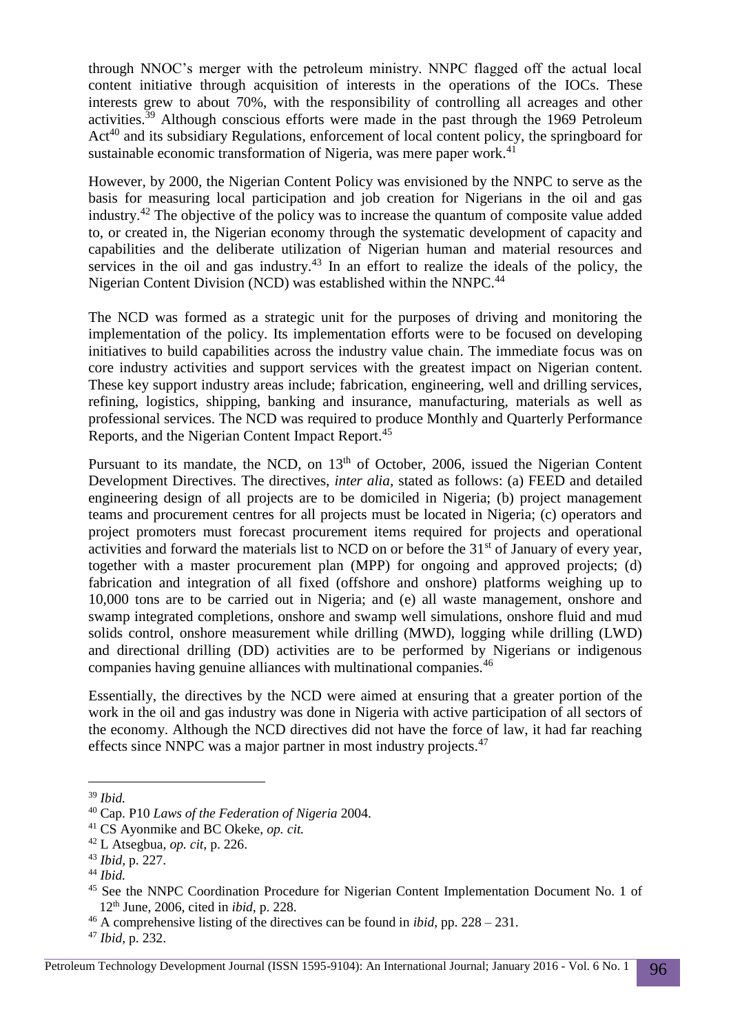through NNOC's merger with the petroleum ministry. NNPC flagged off the actual local content initiative through acquisition of interests in the operations of the IOCs. These interests grew to about 70%, with the responsibility of controlling all acreages and other activities.[39] Although conscious efforts were made in the past through the 1969 Petroleum Act[40] and its subsidiary Regulations, enforcement of local content policy, the springboard for sustainable economic transformation of Nigeria, was mere paper work.[41]

However, by 2000, the Nigerian Content Policy was envisioned by the NNPC to serve as the basis for measuring local participation and job creation for Nigerians in the oil and gas industry.[42] The objective of the policy was to increase the quantum of composite value added to, or created in, the Nigerian economy through the systematic development of capacity and capabilities and the deliberate utilization of Nigerian human and material resources and services in the oil and gas industry.[43] In an effort to realize the ideals of the policy, the Nigerian Content Division (NCD) was established within the NNPC.[44]

The NCD was formed as a strategic unit for the purposes of driving and monitoring the implementation of the policy. Its implementation efforts were to be focused on developing initiatives to build capabilities across the industry value chain. The immediate focus was on core industry activities and support services with the greatest impact on Nigerian content. These key support industry areas include; fabrication, engineering, well and drilling services, refining, logistics, shipping, banking and insurance, manufacturing, materials as well as professional services. The NCD was required to produce Monthly and Quarterly Performance Reports, and the Nigerian Content Impact Report.[45]

Pursuant to its mandate, the NCD, on 13th of October, 2006, issued the Nigerian Content Development Directives. The directives, *inter alia,* stated as follows: (a) FEED and detailed engineering design of all projects are to be domiciled in Nigeria; (b) project management teams and procurement centres for all projects must be located in Nigeria; (c) operators and project promoters must forecast procurement items required for projects and operational activities and forward the materials list to NCD on or before the 31st of January of every year, together with a master procurement plan (MPP) for ongoing and approved projects; (d) fabrication and integration of all fixed (offshore and onshore) platforms weighing up to 10,000 tons are to be carried out in Nigeria; and (e) all waste management, onshore and swamp integrated completions, onshore and swamp well simulations, onshore fluid and mud solids control, onshore measurement while drilling (MWD), logging while drilling (LWD) and directional drilling (DD) activities are to be performed by Nigerians or indigenous companies having genuine alliances with multinational companies.[46]

Essentially, the directives by the NCD were aimed at ensuring that a greater portion of the work in the oil and gas industry was done in Nigeria with active participation of all sectors of the economy. Although the NCD directives did not have the force of law, it had far reaching effects since NNPC was a major partner in most industry projects.[47]

---

[39] *Ibid.*

[40] Cap. P10 *Laws of the Federation of Nigeria* 2004.

[41] CS Ayonmike and BC Okeke, *op. cit.*

[42] L Atsegbua, *op. cit*, p. 226.

[43] *Ibid,* p. 227.

[44] *Ibid.*

[45] See the NNPC Coordination Procedure for Nigerian Content Implementation Document No. 1 of 12th June, 2006, cited in *ibid*, p. 228.

[46] A comprehensive listing of the directives can be found in *ibid,* pp. 228 – 231.

[47] *Ibid,* p. 232.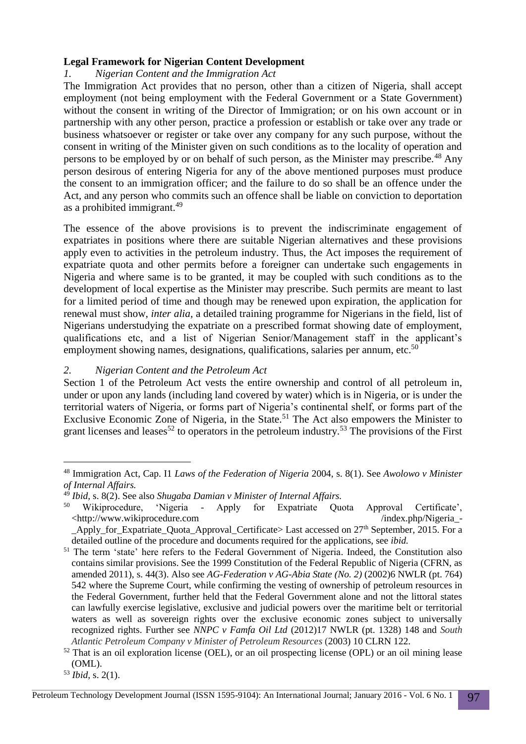**Legal Framework for Nigerian Content Development**

*1. Nigerian Content and the Immigration Act*

The Immigration Act provides that no person, other than a citizen of Nigeria, shall accept employment (not being employment with the Federal Government or a State Government) without the consent in writing of the Director of Immigration; or on his own account or in partnership with any other person, practice a profession or establish or take over any trade or business whatsoever or register or take over any company for any such purpose, without the consent in writing of the Minister given on such conditions as to the locality of operation and persons to be employed by or on behalf of such person, as the Minister may prescribe.[48] Any person desirous of entering Nigeria for any of the above mentioned purposes must produce the consent to an immigration officer; and the failure to do so shall be an offence under the Act, and any person who commits such an offence shall be liable on conviction to deportation as a prohibited immigrant.[49]

The essence of the above provisions is to prevent the indiscriminate engagement of expatriates in positions where there are suitable Nigerian alternatives and these provisions apply even to activities in the petroleum industry. Thus, the Act imposes the requirement of expatriate quota and other permits before a foreigner can undertake such engagements in Nigeria and where same is to be granted, it may be coupled with such conditions as to the development of local expertise as the Minister may prescribe. Such permits are meant to last for a limited period of time and though may be renewed upon expiration, the application for renewal must show, *inter alia,* a detailed training programme for Nigerians in the field, list of Nigerians understudying the expatriate on a prescribed format showing date of employment, qualifications etc, and a list of Nigerian Senior/Management staff in the applicant's employment showing names, designations, qualifications, salaries per annum, etc.[50]

*2. Nigerian Content and the Petroleum Act*

Section 1 of the Petroleum Act vests the entire ownership and control of all petroleum in, under or upon any lands (including land covered by water) which is in Nigeria, or is under the territorial waters of Nigeria, or forms part of Nigeria's continental shelf, or forms part of the Exclusive Economic Zone of Nigeria, in the State.[51] The Act also empowers the Minister to grant licenses and leases[52] to operators in the petroleum industry.[53] The provisions of the First

---

[48] Immigration Act, Cap. I1 *Laws of the Federation of Nigeria* 2004, s. 8(1). See *Awolowo v Minister of Internal Affairs.*

[49] *Ibid,* s. 8(2). See also *Shugaba Damian v Minister of Internal Affairs.*

[50] Wikiprocedure, 'Nigeria - Apply for Expatriate Quota Approval Certificate', <http://www.wikiprocedure.com /index.php/Nigeria_-_Apply_for_Expatriate_Quota_Approval_Certificate> Last accessed on 27th September, 2015. For a detailed outline of the procedure and documents required for the applications, see *ibid.*

[51] The term 'state' here refers to the Federal Government of Nigeria. Indeed, the Constitution also contains similar provisions. See the 1999 Constitution of the Federal Republic of Nigeria (CFRN, as amended 2011), s. 44(3). Also see *AG-Federation v AG-Abia State (No. 2)* (2002)6 NWLR (pt. 764) 542 where the Supreme Court, while confirming the vesting of ownership of petroleum resources in the Federal Government, further held that the Federal Government alone and not the littoral states can lawfully exercise legislative, exclusive and judicial powers over the maritime belt or territorial waters as well as sovereign rights over the exclusive economic zones subject to universally recognized rights. Further see *NNPC v Famfa Oil Ltd* (2012)17 NWLR (pt. 1328) 148 and *South Atlantic Petroleum Company v Minister of Petroleum Resources* (2003) 10 CLRN 122.

[52] That is an oil exploration license (OEL), or an oil prospecting license (OPL) or an oil mining lease (OML).

[53] *Ibid,* s. 2(1).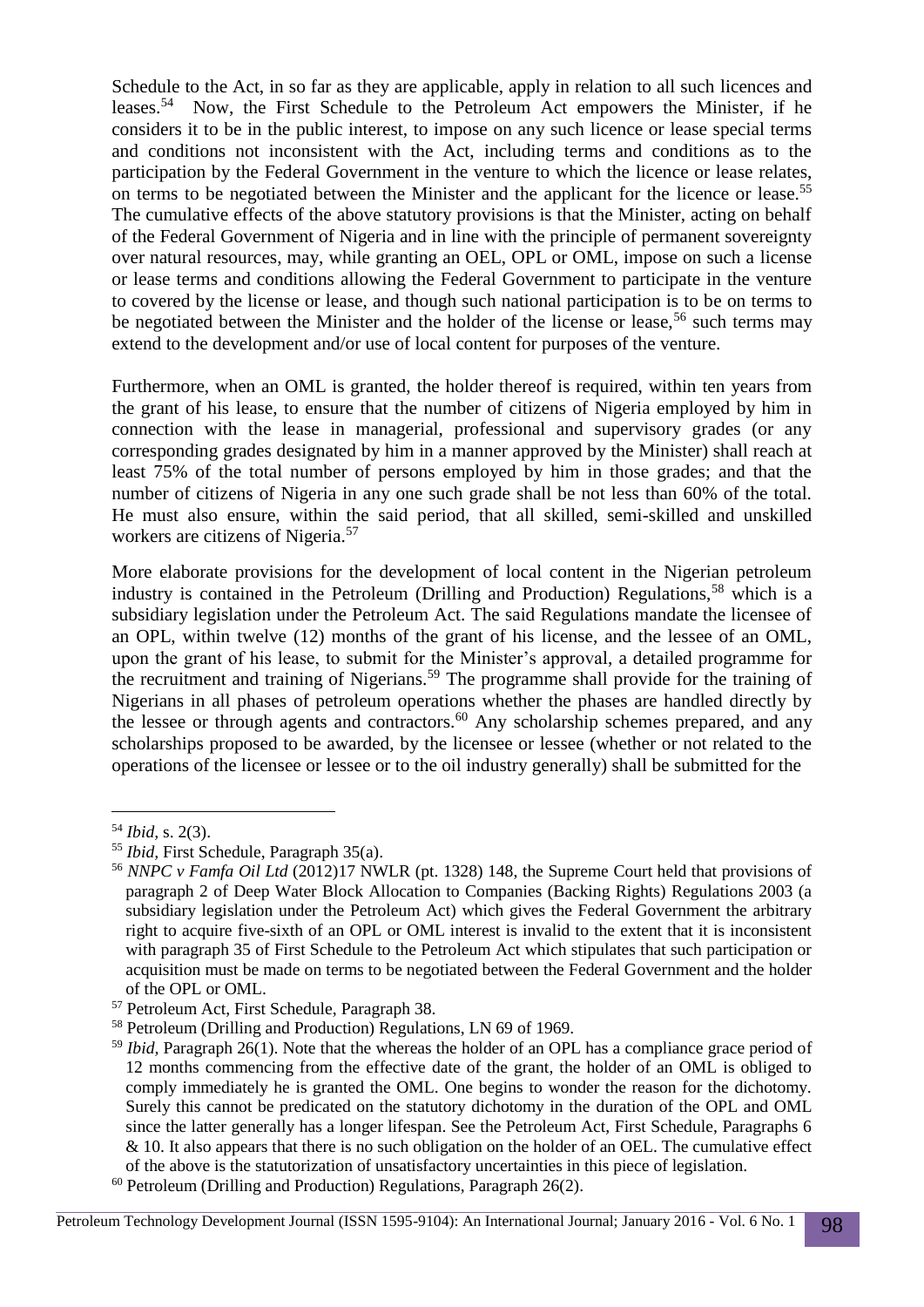Schedule to the Act, in so far as they are applicable, apply in relation to all such licences and leases.[54] Now, the First Schedule to the Petroleum Act empowers the Minister, if he considers it to be in the public interest, to impose on any such licence or lease special terms and conditions not inconsistent with the Act, including terms and conditions as to the participation by the Federal Government in the venture to which the licence or lease relates, on terms to be negotiated between the Minister and the applicant for the licence or lease.[55] The cumulative effects of the above statutory provisions is that the Minister, acting on behalf of the Federal Government of Nigeria and in line with the principle of permanent sovereignty over natural resources, may, while granting an OEL, OPL or OML, impose on such a license or lease terms and conditions allowing the Federal Government to participate in the venture to covered by the license or lease, and though such national participation is to be on terms to be negotiated between the Minister and the holder of the license or lease,[56] such terms may extend to the development and/or use of local content for purposes of the venture.

Furthermore, when an OML is granted, the holder thereof is required, within ten years from the grant of his lease, to ensure that the number of citizens of Nigeria employed by him in connection with the lease in managerial, professional and supervisory grades (or any corresponding grades designated by him in a manner approved by the Minister) shall reach at least 75% of the total number of persons employed by him in those grades; and that the number of citizens of Nigeria in any one such grade shall be not less than 60% of the total. He must also ensure, within the said period, that all skilled, semi-skilled and unskilled workers are citizens of Nigeria.[57]

More elaborate provisions for the development of local content in the Nigerian petroleum industry is contained in the Petroleum (Drilling and Production) Regulations,[58] which is a subsidiary legislation under the Petroleum Act. The said Regulations mandate the licensee of an OPL, within twelve (12) months of the grant of his license, and the lessee of an OML, upon the grant of his lease, to submit for the Minister's approval, a detailed programme for the recruitment and training of Nigerians.[59] The programme shall provide for the training of Nigerians in all phases of petroleum operations whether the phases are handled directly by the lessee or through agents and contractors.[60] Any scholarship schemes prepared, and any scholarships proposed to be awarded, by the licensee or lessee (whether or not related to the operations of the licensee or lessee or to the oil industry generally) shall be submitted for the

---

[54] *Ibid,* s. 2(3).

[55] *Ibid,* First Schedule, Paragraph 35(a).

[56] *NNPC v Famfa Oil Ltd* (2012)17 NWLR (pt. 1328) 148, the Supreme Court held that provisions of paragraph 2 of Deep Water Block Allocation to Companies (Backing Rights) Regulations 2003 (a subsidiary legislation under the Petroleum Act) which gives the Federal Government the arbitrary right to acquire five-sixth of an OPL or OML interest is invalid to the extent that it is inconsistent with paragraph 35 of First Schedule to the Petroleum Act which stipulates that such participation or acquisition must be made on terms to be negotiated between the Federal Government and the holder of the OPL or OML.

[57] Petroleum Act, First Schedule, Paragraph 38.

[58] Petroleum (Drilling and Production) Regulations, LN 69 of 1969.

[59] *Ibid,* Paragraph 26(1). Note that the whereas the holder of an OPL has a compliance grace period of 12 months commencing from the effective date of the grant, the holder of an OML is obliged to comply immediately he is granted the OML. One begins to wonder the reason for the dichotomy. Surely this cannot be predicated on the statutory dichotomy in the duration of the OPL and OML since the latter generally has a longer lifespan. See the Petroleum Act, First Schedule, Paragraphs 6 & 10. It also appears that there is no such obligation on the holder of an OEL. The cumulative effect of the above is the statutorization of unsatisfactory uncertainties in this piece of legislation.

[60] Petroleum (Drilling and Production) Regulations, Paragraph 26(2).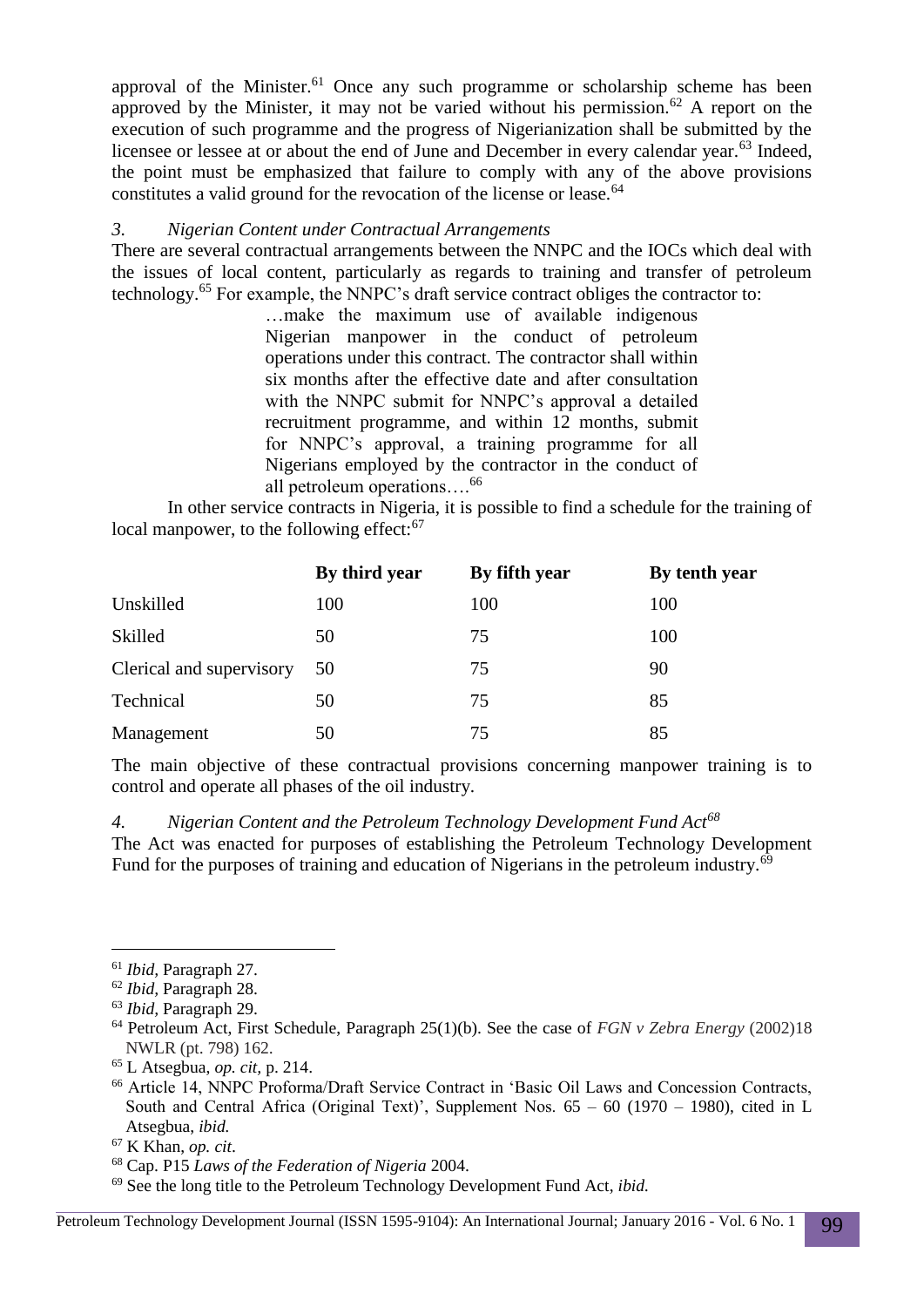approval of the Minister.[61] Once any such programme or scholarship scheme has been approved by the Minister, it may not be varied without his permission.[62] A report on the execution of such programme and the progress of Nigerianization shall be submitted by the licensee or lessee at or about the end of June and December in every calendar year.[63] Indeed, the point must be emphasized that failure to comply with any of the above provisions constitutes a valid ground for the revocation of the license or lease.[64]

### *3. Nigerian Content under Contractual Arrangements*

There are several contractual arrangements between the NNPC and the IOCs which deal with the issues of local content, particularly as regards to training and transfer of petroleum technology.[65] For example, the NNPC's draft service contract obliges the contractor to:

> …make the maximum use of available indigenous Nigerian manpower in the conduct of petroleum operations under this contract. The contractor shall within six months after the effective date and after consultation with the NNPC submit for NNPC's approval a detailed recruitment programme, and within 12 months, submit for NNPC's approval, a training programme for all Nigerians employed by the contractor in the conduct of all petroleum operations….[66]

In other service contracts in Nigeria, it is possible to find a schedule for the training of local manpower, to the following effect:[67]

| | By third year | By fifth year | By tenth year |
|---|---|---|---|
| Unskilled | 100 | 100 | 100 |
| Skilled | 50 | 75 | 100 |
| Clerical and supervisory | 50 | 75 | 90 |
| Technical | 50 | 75 | 85 |
| Management | 50 | 75 | 85 |

The main objective of these contractual provisions concerning manpower training is to control and operate all phases of the oil industry.

### *4. Nigerian Content and the Petroleum Technology Development Fund Act[68]*

The Act was enacted for purposes of establishing the Petroleum Technology Development Fund for the purposes of training and education of Nigerians in the petroleum industry.[69]

---

[61] *Ibid*, Paragraph 27.

[62] *Ibid*, Paragraph 28.

[63] *Ibid*, Paragraph 29.

[64] Petroleum Act, First Schedule, Paragraph 25(1)(b). See the case of *FGN v Zebra Energy* (2002)18 NWLR (pt. 798) 162.

[65] L Atsegbua, *op. cit*, p. 214.

[66] Article 14, NNPC Proforma/Draft Service Contract in 'Basic Oil Laws and Concession Contracts, South and Central Africa (Original Text)', Supplement Nos. 65 – 60 (1970 – 1980), cited in L Atsegbua, *ibid.*

[67] K Khan, *op. cit*.

[68] Cap. P15 *Laws of the Federation of Nigeria* 2004.

[69] See the long title to the Petroleum Technology Development Fund Act, *ibid.*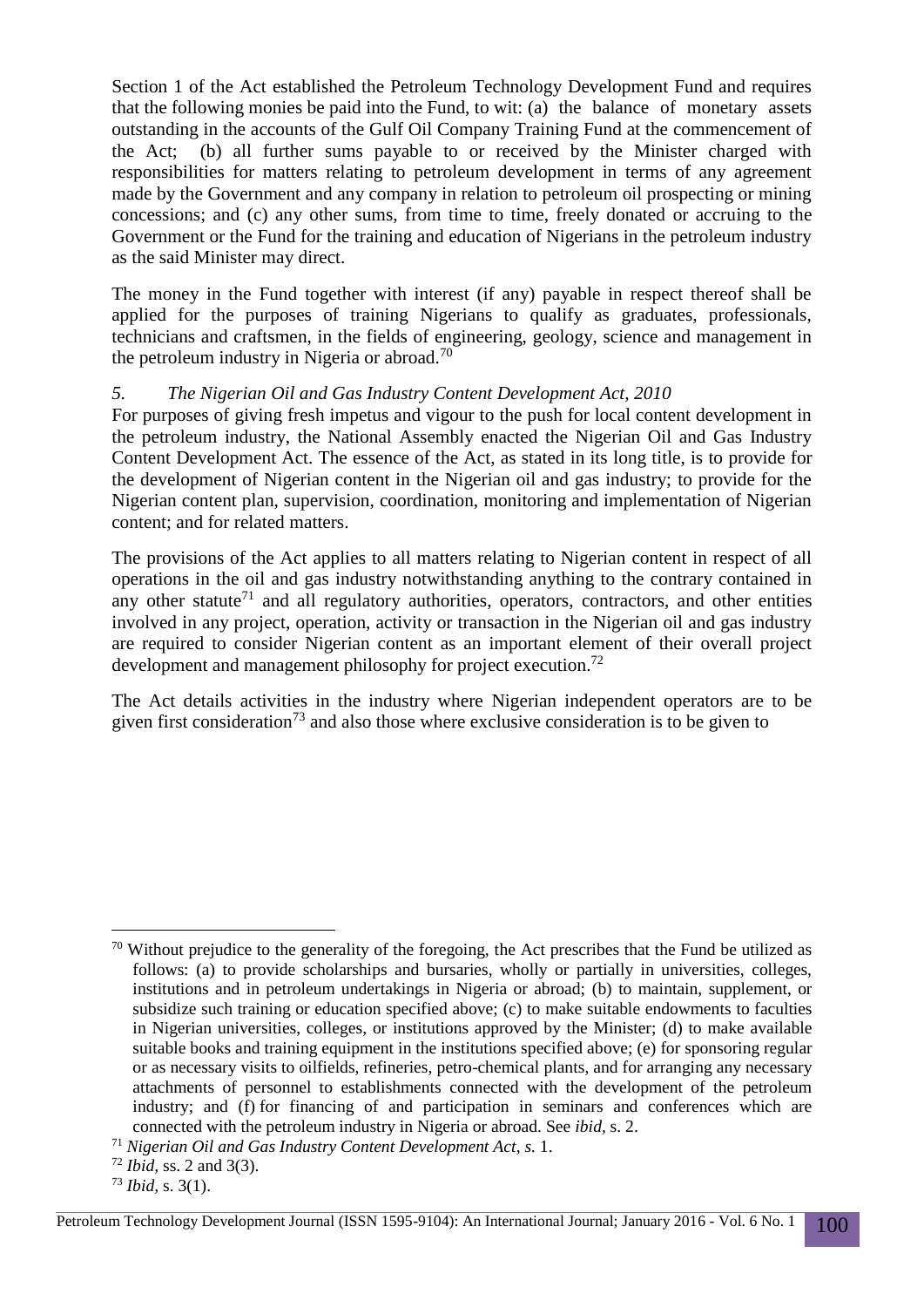Section 1 of the Act established the Petroleum Technology Development Fund and requires that the following monies be paid into the Fund, to wit: (a) the balance of monetary assets outstanding in the accounts of the Gulf Oil Company Training Fund at the commencement of the Act; (b) all further sums payable to or received by the Minister charged with responsibilities for matters relating to petroleum development in terms of any agreement made by the Government and any company in relation to petroleum oil prospecting or mining concessions; and (c) any other sums, from time to time, freely donated or accruing to the Government or the Fund for the training and education of Nigerians in the petroleum industry as the said Minister may direct.

The money in the Fund together with interest (if any) payable in respect thereof shall be applied for the purposes of training Nigerians to qualify as graduates, professionals, technicians and craftsmen, in the fields of engineering, geology, science and management in the petroleum industry in Nigeria or abroad.[70]

*5. The Nigerian Oil and Gas Industry Content Development Act, 2010*

For purposes of giving fresh impetus and vigour to the push for local content development in the petroleum industry, the National Assembly enacted the Nigerian Oil and Gas Industry Content Development Act. The essence of the Act, as stated in its long title, is to provide for the development of Nigerian content in the Nigerian oil and gas industry; to provide for the Nigerian content plan, supervision, coordination, monitoring and implementation of Nigerian content; and for related matters.

The provisions of the Act applies to all matters relating to Nigerian content in respect of all operations in the oil and gas industry notwithstanding anything to the contrary contained in any other statute[71] and all regulatory authorities, operators, contractors, and other entities involved in any project, operation, activity or transaction in the Nigerian oil and gas industry are required to consider Nigerian content as an important element of their overall project development and management philosophy for project execution.[72]

The Act details activities in the industry where Nigerian independent operators are to be given first consideration[73] and also those where exclusive consideration is to be given to

---

[70] Without prejudice to the generality of the foregoing, the Act prescribes that the Fund be utilized as follows: (a) to provide scholarships and bursaries, wholly or partially in universities, colleges, institutions and in petroleum undertakings in Nigeria or abroad; (b) to maintain, supplement, or subsidize such training or education specified above; (c) to make suitable endowments to faculties in Nigerian universities, colleges, or institutions approved by the Minister; (d) to make available suitable books and training equipment in the institutions specified above; (e) for sponsoring regular or as necessary visits to oilfields, refineries, petro-chemical plants, and for arranging any necessary attachments of personnel to establishments connected with the development of the petroleum industry; and (f) for financing of and participation in seminars and conferences which are connected with the petroleum industry in Nigeria or abroad. See *ibid*, s. 2.

[71] *Nigerian Oil and Gas Industry Content Development Act, s.* 1.

[72] *Ibid*, ss. 2 and 3(3).

[73] *Ibid*, s. 3(1).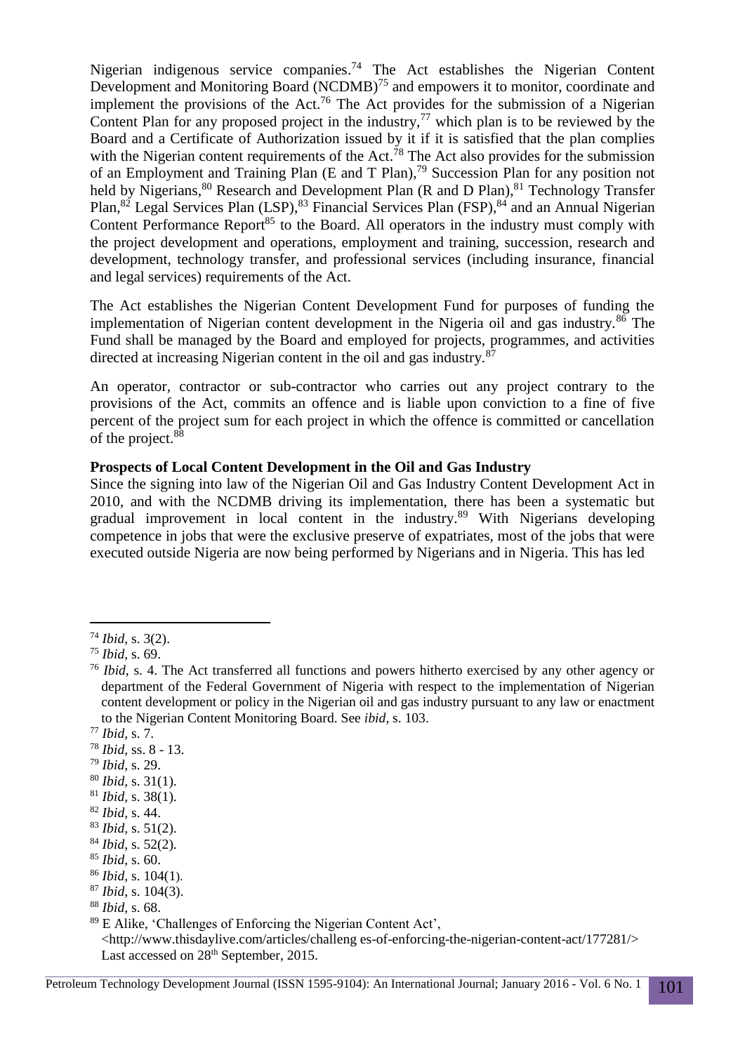Nigerian indigenous service companies.[74] The Act establishes the Nigerian Content Development and Monitoring Board (NCDMB)[75] and empowers it to monitor, coordinate and implement the provisions of the Act.[76] The Act provides for the submission of a Nigerian Content Plan for any proposed project in the industry,[77] which plan is to be reviewed by the Board and a Certificate of Authorization issued by it if it is satisfied that the plan complies with the Nigerian content requirements of the Act.[78] The Act also provides for the submission of an Employment and Training Plan (E and T Plan),[79] Succession Plan for any position not held by Nigerians,[80] Research and Development Plan (R and D Plan),[81] Technology Transfer Plan,[82] Legal Services Plan (LSP),[83] Financial Services Plan (FSP),[84] and an Annual Nigerian Content Performance Report[85] to the Board. All operators in the industry must comply with the project development and operations, employment and training, succession, research and development, technology transfer, and professional services (including insurance, financial and legal services) requirements of the Act.

The Act establishes the Nigerian Content Development Fund for purposes of funding the implementation of Nigerian content development in the Nigeria oil and gas industry.[86] The Fund shall be managed by the Board and employed for projects, programmes, and activities directed at increasing Nigerian content in the oil and gas industry.[87]

An operator, contractor or sub-contractor who carries out any project contrary to the provisions of the Act, commits an offence and is liable upon conviction to a fine of five percent of the project sum for each project in which the offence is committed or cancellation of the project.[88]

**Prospects of Local Content Development in the Oil and Gas Industry**

Since the signing into law of the Nigerian Oil and Gas Industry Content Development Act in 2010, and with the NCDMB driving its implementation, there has been a systematic but gradual improvement in local content in the industry.[89] With Nigerians developing competence in jobs that were the exclusive preserve of expatriates, most of the jobs that were executed outside Nigeria are now being performed by Nigerians and in Nigeria. This has led

---

[74] *Ibid*, s. 3(2).

[75] *Ibid*, s. 69.

[76] *Ibid*, s. 4. The Act transferred all functions and powers hitherto exercised by any other agency or department of the Federal Government of Nigeria with respect to the implementation of Nigerian content development or policy in the Nigerian oil and gas industry pursuant to any law or enactment to the Nigerian Content Monitoring Board. See *ibid*, s. 103.

[77] *Ibid*, s. 7.

[78] *Ibid*, ss. 8 - 13.

[79] *Ibid*, s. 29.

[80] *Ibid*, s. 31(1).

[81] *Ibid*, s. 38(1).

[82] *Ibid*, s. 44.

[83] *Ibid*, s. 51(2).

[84] *Ibid*, s. 52(2).

[85] *Ibid*, s. 60.

[86] *Ibid*, s. 104(1).

[87] *Ibid*, s. 104(3).

[88] *Ibid*, s. 68.

[89] E Alike, 'Challenges of Enforcing the Nigerian Content Act', <http://www.thisdaylive.com/articles/challeng es-of-enforcing-the-nigerian-content-act/177281/> Last accessed on 28th September, 2015.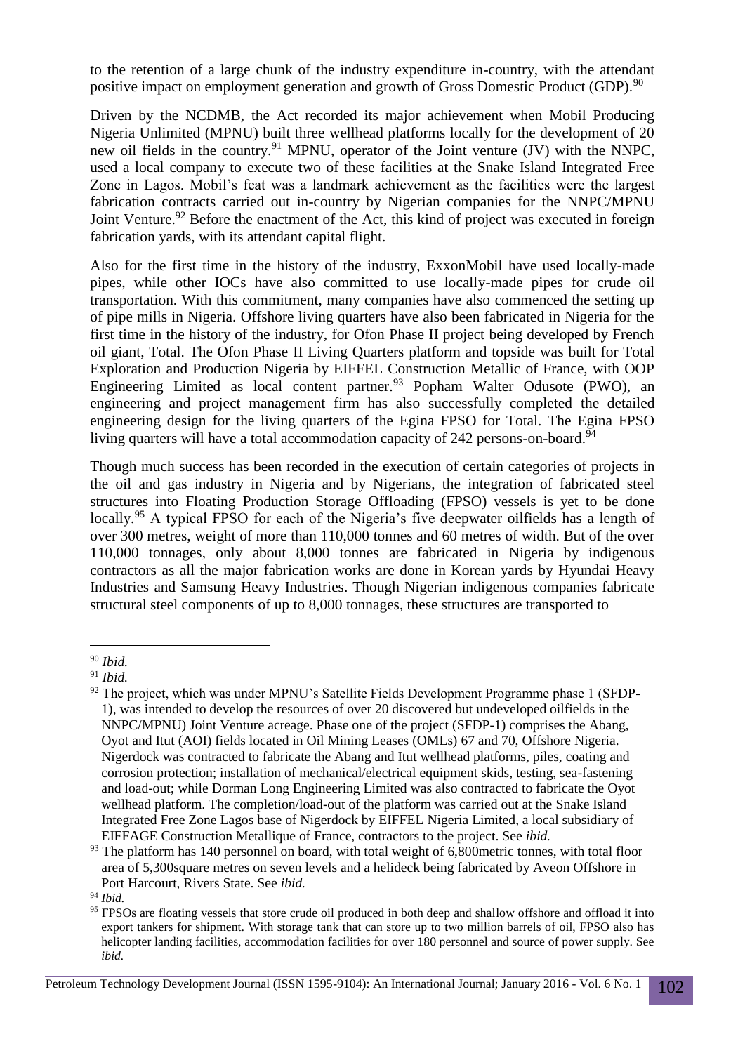to the retention of a large chunk of the industry expenditure in-country, with the attendant positive impact on employment generation and growth of Gross Domestic Product (GDP).[90]

Driven by the NCDMB, the Act recorded its major achievement when Mobil Producing Nigeria Unlimited (MPNU) built three wellhead platforms locally for the development of 20 new oil fields in the country.[91] MPNU, operator of the Joint venture (JV) with the NNPC, used a local company to execute two of these facilities at the Snake Island Integrated Free Zone in Lagos. Mobil's feat was a landmark achievement as the facilities were the largest fabrication contracts carried out in-country by Nigerian companies for the NNPC/MPNU Joint Venture.[92] Before the enactment of the Act, this kind of project was executed in foreign fabrication yards, with its attendant capital flight.

Also for the first time in the history of the industry, ExxonMobil have used locally-made pipes, while other IOCs have also committed to use locally-made pipes for crude oil transportation. With this commitment, many companies have also commenced the setting up of pipe mills in Nigeria. Offshore living quarters have also been fabricated in Nigeria for the first time in the history of the industry, for Ofon Phase II project being developed by French oil giant, Total. The Ofon Phase II Living Quarters platform and topside was built for Total Exploration and Production Nigeria by EIFFEL Construction Metallic of France, with OOP Engineering Limited as local content partner.[93] Popham Walter Odusote (PWO), an engineering and project management firm has also successfully completed the detailed engineering design for the living quarters of the Egina FPSO for Total. The Egina FPSO living quarters will have a total accommodation capacity of 242 persons-on-board.[94]

Though much success has been recorded in the execution of certain categories of projects in the oil and gas industry in Nigeria and by Nigerians, the integration of fabricated steel structures into Floating Production Storage Offloading (FPSO) vessels is yet to be done locally.[95] A typical FPSO for each of the Nigeria's five deepwater oilfields has a length of over 300 metres, weight of more than 110,000 tonnes and 60 metres of width. But of the over 110,000 tonnages, only about 8,000 tonnes are fabricated in Nigeria by indigenous contractors as all the major fabrication works are done in Korean yards by Hyundai Heavy Industries and Samsung Heavy Industries. Though Nigerian indigenous companies fabricate structural steel components of up to 8,000 tonnages, these structures are transported to

---

[90] *Ibid.*

[91] *Ibid.*

[92] The project, which was under MPNU's Satellite Fields Development Programme phase 1 (SFDP-1), was intended to develop the resources of over 20 discovered but undeveloped oilfields in the NNPC/MPNU) Joint Venture acreage. Phase one of the project (SFDP-1) comprises the Abang, Oyot and Itut (AOI) fields located in Oil Mining Leases (OMLs) 67 and 70, Offshore Nigeria. Nigerdock was contracted to fabricate the Abang and Itut wellhead platforms, piles, coating and corrosion protection; installation of mechanical/electrical equipment skids, testing, sea-fastening and load-out; while Dorman Long Engineering Limited was also contracted to fabricate the Oyot wellhead platform. The completion/load-out of the platform was carried out at the Snake Island Integrated Free Zone Lagos base of Nigerdock by EIFFEL Nigeria Limited, a local subsidiary of EIFFAGE Construction Metallique of France, contractors to the project. See *ibid.*

[93] The platform has 140 personnel on board, with total weight of 6,800metric tonnes, with total floor area of 5,300square metres on seven levels and a helideck being fabricated by Aveon Offshore in Port Harcourt, Rivers State. See *ibid.*

[94] *Ibid.*

[95] FPSOs are floating vessels that store crude oil produced in both deep and shallow offshore and offload it into export tankers for shipment. With storage tank that can store up to two million barrels of oil, FPSO also has helicopter landing facilities, accommodation facilities for over 180 personnel and source of power supply. See *ibid.*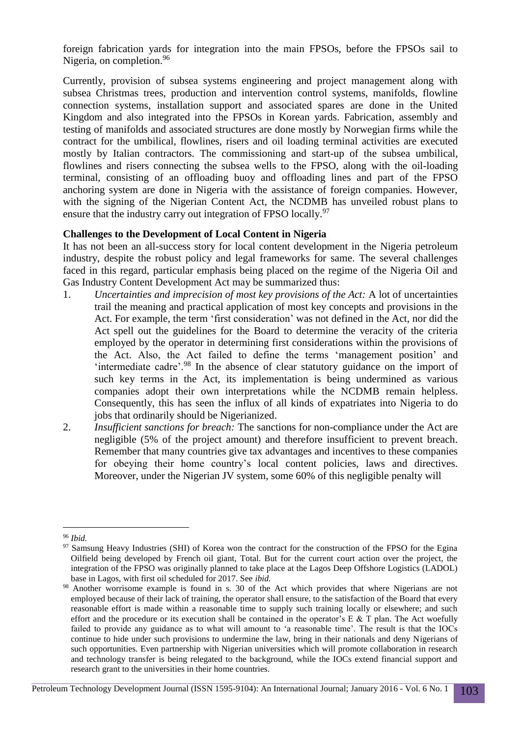foreign fabrication yards for integration into the main FPSOs, before the FPSOs sail to Nigeria, on completion.[96]

Currently, provision of subsea systems engineering and project management along with subsea Christmas trees, production and intervention control systems, manifolds, flowline connection systems, installation support and associated spares are done in the United Kingdom and also integrated into the FPSOs in Korean yards. Fabrication, assembly and testing of manifolds and associated structures are done mostly by Norwegian firms while the contract for the umbilical, flowlines, risers and oil loading terminal activities are executed mostly by Italian contractors. The commissioning and start-up of the subsea umbilical, flowlines and risers connecting the subsea wells to the FPSO, along with the oil-loading terminal, consisting of an offloading buoy and offloading lines and part of the FPSO anchoring system are done in Nigeria with the assistance of foreign companies. However, with the signing of the Nigerian Content Act, the NCDMB has unveiled robust plans to ensure that the industry carry out integration of FPSO locally.[97]

**Challenges to the Development of Local Content in Nigeria**

It has not been an all-success story for local content development in the Nigeria petroleum industry, despite the robust policy and legal frameworks for same. The several challenges faced in this regard, particular emphasis being placed on the regime of the Nigeria Oil and Gas Industry Content Development Act may be summarized thus:

1. *Uncertainties and imprecision of most key provisions of the Act:* A lot of uncertainties trail the meaning and practical application of most key concepts and provisions in the Act. For example, the term 'first consideration' was not defined in the Act, nor did the Act spell out the guidelines for the Board to determine the veracity of the criteria employed by the operator in determining first considerations within the provisions of the Act. Also, the Act failed to define the terms 'management position' and 'intermediate cadre'.[98] In the absence of clear statutory guidance on the import of such key terms in the Act, its implementation is being undermined as various companies adopt their own interpretations while the NCDMB remain helpless. Consequently, this has seen the influx of all kinds of expatriates into Nigeria to do jobs that ordinarily should be Nigerianized.
2. *Insufficient sanctions for breach:* The sanctions for non-compliance under the Act are negligible (5% of the project amount) and therefore insufficient to prevent breach. Remember that many countries give tax advantages and incentives to these companies for obeying their home country's local content policies, laws and directives. Moreover, under the Nigerian JV system, some 60% of this negligible penalty will

---

[96] *Ibid.*

[97] Samsung Heavy Industries (SHI) of Korea won the contract for the construction of the FPSO for the Egina Oilfield being developed by French oil giant, Total. But for the current court action over the project, the integration of the FPSO was originally planned to take place at the Lagos Deep Offshore Logistics (LADOL) base in Lagos, with first oil scheduled for 2017. See *ibid.*

[98] Another worrisome example is found in s. 30 of the Act which provides that where Nigerians are not employed because of their lack of training, the operator shall ensure, to the satisfaction of the Board that every reasonable effort is made within a reasonable time to supply such training locally or elsewhere; and such effort and the procedure or its execution shall be contained in the operator's E & T plan. The Act woefully failed to provide any guidance as to what will amount to 'a reasonable time'. The result is that the IOCs continue to hide under such provisions to undermine the law, bring in their nationals and deny Nigerians of such opportunities. Even partnership with Nigerian universities which will promote collaboration in research and technology transfer is being relegated to the background, while the IOCs extend financial support and research grant to the universities in their home countries.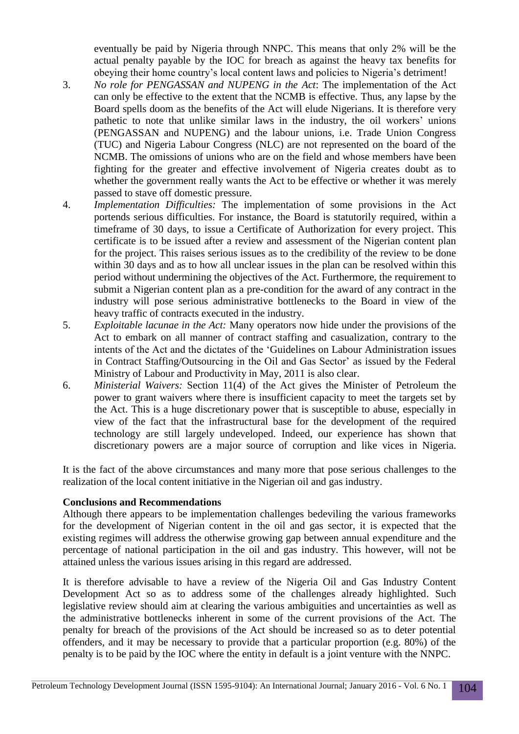eventually be paid by Nigeria through NNPC. This means that only 2% will be the actual penalty payable by the IOC for breach as against the heavy tax benefits for obeying their home country's local content laws and policies to Nigeria's detriment!

3. *No role for PENGASSAN and NUPENG in the Act*: The implementation of the Act can only be effective to the extent that the NCMB is effective. Thus, any lapse by the Board spells doom as the benefits of the Act will elude Nigerians. It is therefore very pathetic to note that unlike similar laws in the industry, the oil workers' unions (PENGASSAN and NUPENG) and the labour unions, i.e. Trade Union Congress (TUC) and Nigeria Labour Congress (NLC) are not represented on the board of the NCMB. The omissions of unions who are on the field and whose members have been fighting for the greater and effective involvement of Nigeria creates doubt as to whether the government really wants the Act to be effective or whether it was merely passed to stave off domestic pressure.
4. *Implementation Difficulties:* The implementation of some provisions in the Act portends serious difficulties. For instance, the Board is statutorily required, within a timeframe of 30 days, to issue a Certificate of Authorization for every project. This certificate is to be issued after a review and assessment of the Nigerian content plan for the project. This raises serious issues as to the credibility of the review to be done within 30 days and as to how all unclear issues in the plan can be resolved within this period without undermining the objectives of the Act. Furthermore, the requirement to submit a Nigerian content plan as a pre-condition for the award of any contract in the industry will pose serious administrative bottlenecks to the Board in view of the heavy traffic of contracts executed in the industry.
5. *Exploitable lacunae in the Act:* Many operators now hide under the provisions of the Act to embark on all manner of contract staffing and casualization, contrary to the intents of the Act and the dictates of the 'Guidelines on Labour Administration issues in Contract Staffing/Outsourcing in the Oil and Gas Sector' as issued by the Federal Ministry of Labour and Productivity in May, 2011 is also clear.
6. *Ministerial Waivers:* Section 11(4) of the Act gives the Minister of Petroleum the power to grant waivers where there is insufficient capacity to meet the targets set by the Act. This is a huge discretionary power that is susceptible to abuse, especially in view of the fact that the infrastructural base for the development of the required technology are still largely undeveloped. Indeed, our experience has shown that discretionary powers are a major source of corruption and like vices in Nigeria.

It is the fact of the above circumstances and many more that pose serious challenges to the realization of the local content initiative in the Nigerian oil and gas industry.

## Conclusions and Recommendations

Although there appears to be implementation challenges bedeviling the various frameworks for the development of Nigerian content in the oil and gas sector, it is expected that the existing regimes will address the otherwise growing gap between annual expenditure and the percentage of national participation in the oil and gas industry. This however, will not be attained unless the various issues arising in this regard are addressed.

It is therefore advisable to have a review of the Nigeria Oil and Gas Industry Content Development Act so as to address some of the challenges already highlighted. Such legislative review should aim at clearing the various ambiguities and uncertainties as well as the administrative bottlenecks inherent in some of the current provisions of the Act. The penalty for breach of the provisions of the Act should be increased so as to deter potential offenders, and it may be necessary to provide that a particular proportion (e.g. 80%) of the penalty is to be paid by the IOC where the entity in default is a joint venture with the NNPC.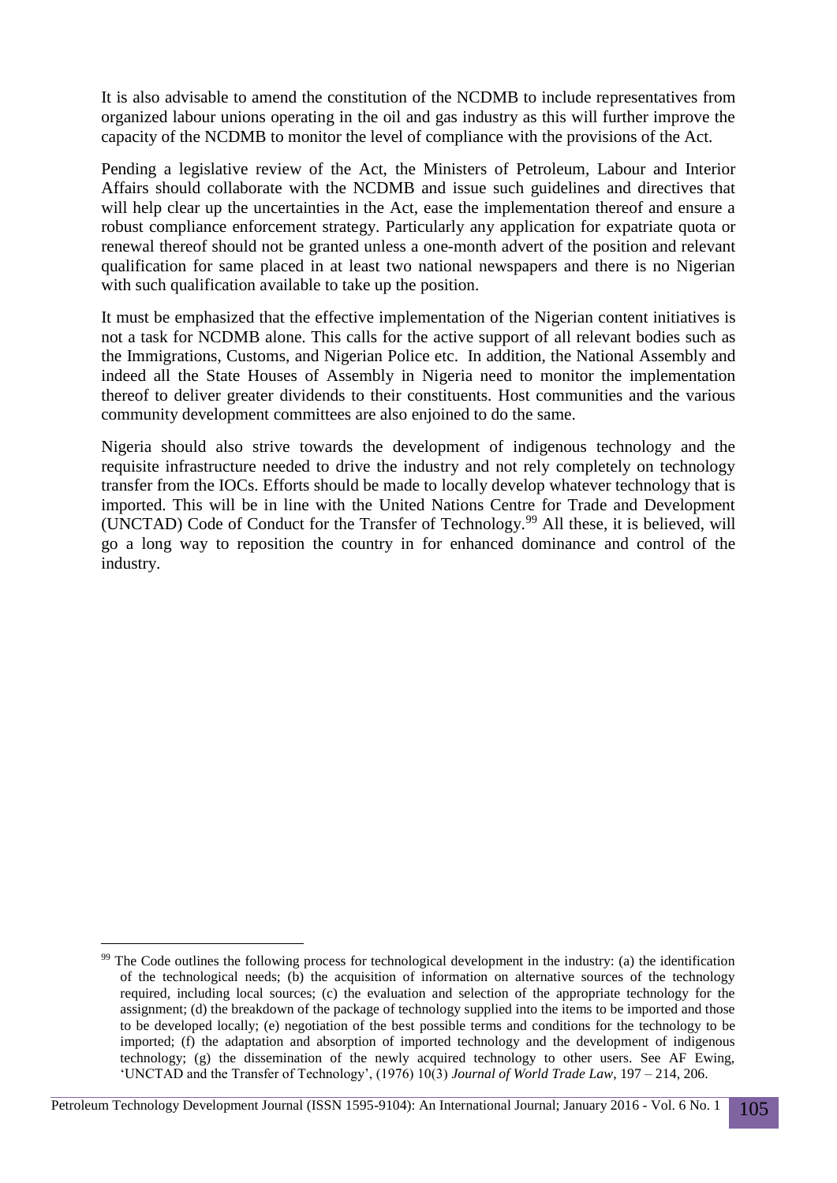It is also advisable to amend the constitution of the NCDMB to include representatives from organized labour unions operating in the oil and gas industry as this will further improve the capacity of the NCDMB to monitor the level of compliance with the provisions of the Act.

Pending a legislative review of the Act, the Ministers of Petroleum, Labour and Interior Affairs should collaborate with the NCDMB and issue such guidelines and directives that will help clear up the uncertainties in the Act, ease the implementation thereof and ensure a robust compliance enforcement strategy. Particularly any application for expatriate quota or renewal thereof should not be granted unless a one-month advert of the position and relevant qualification for same placed in at least two national newspapers and there is no Nigerian with such qualification available to take up the position.

It must be emphasized that the effective implementation of the Nigerian content initiatives is not a task for NCDMB alone. This calls for the active support of all relevant bodies such as the Immigrations, Customs, and Nigerian Police etc. In addition, the National Assembly and indeed all the State Houses of Assembly in Nigeria need to monitor the implementation thereof to deliver greater dividends to their constituents. Host communities and the various community development committees are also enjoined to do the same.

Nigeria should also strive towards the development of indigenous technology and the requisite infrastructure needed to drive the industry and not rely completely on technology transfer from the IOCs. Efforts should be made to locally develop whatever technology that is imported. This will be in line with the United Nations Centre for Trade and Development (UNCTAD) Code of Conduct for the Transfer of Technology.[99] All these, it is believed, will go a long way to reposition the country in for enhanced dominance and control of the industry.

---

[99] The Code outlines the following process for technological development in the industry: (a) the identification of the technological needs; (b) the acquisition of information on alternative sources of the technology required, including local sources; (c) the evaluation and selection of the appropriate technology for the assignment; (d) the breakdown of the package of technology supplied into the items to be imported and those to be developed locally; (e) negotiation of the best possible terms and conditions for the technology to be imported; (f) the adaptation and absorption of imported technology and the development of indigenous technology; (g) the dissemination of the newly acquired technology to other users. See AF Ewing, 'UNCTAD and the Transfer of Technology', (1976) 10(3) *Journal of World Trade Law*, 197 – 214, 206.